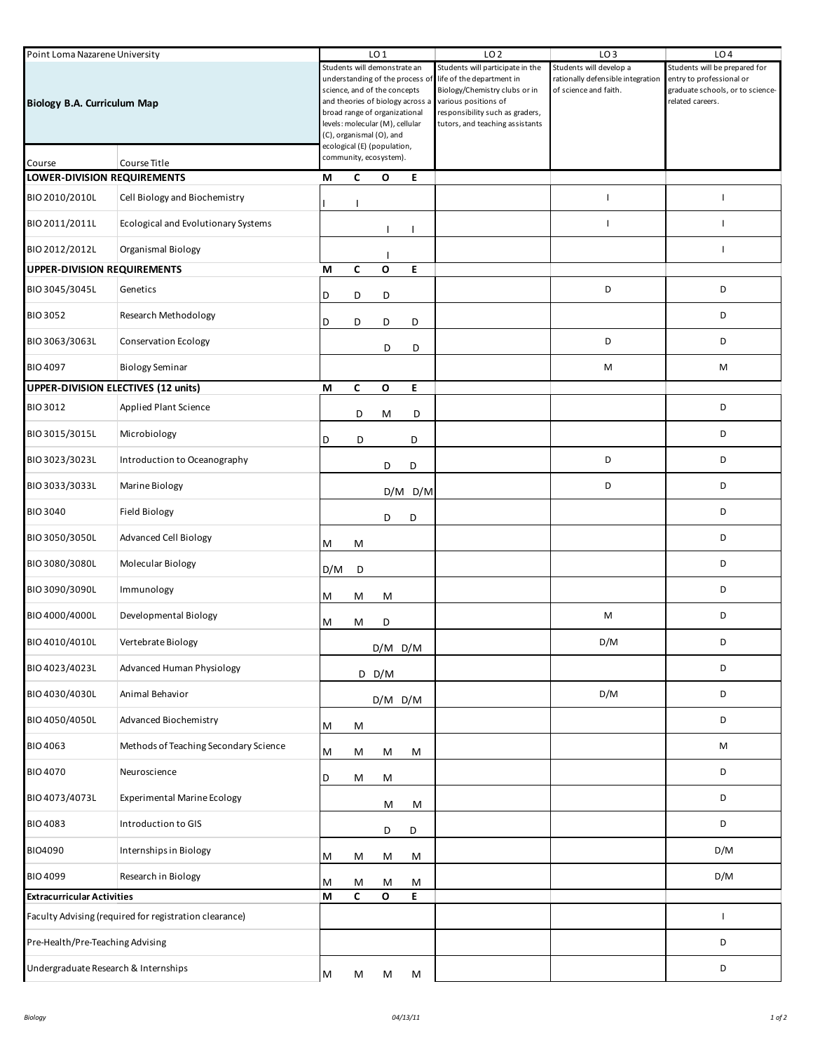| Point Loma Nazarene University | | LO 1 | | | | LO 2 | LO 3 | LO 4 |
|---|---|---|---|---|---|---|---|---|
| **Biology B.A. Curriculum Map** | | Students will demonstrate an understanding of the process of science, and of the concepts and theories of biology across a broad range of organizational levels: molecular (M), cellular (C), organismal (O), and ecological (E) (population, community, ecosystem). | | | | Students will participate in the life of the department in Biology/Chemistry clubs or in various positions of responsibility such as graders, tutors, and teaching assistants | Students will develop a rationally defensible integration of science and faith. | Students will be prepared for entry to professional or graduate schools, or to science-related careers. |
| Course | Course Title | | | | | | | |
| **LOWER-DIVISION REQUIREMENTS** | | **M** | **C** | **O** | **E** | | | |
| BIO 2010/2010L | Cell Biology and Biochemistry | I | I | | | | I | I |
| BIO 2011/2011L | Ecological and Evolutionary Systems | | | I | I | | I | I |
| BIO 2012/2012L | Organismal Biology | | | I | | | | I |
| **UPPER-DIVISION REQUIREMENTS** | | **M** | **C** | **O** | **E** | | | |
| BIO 3045/3045L | Genetics | D | D | D | | | D | D |
| BIO 3052 | Research Methodology | D | D | D | D | | | D |
| BIO 3063/3063L | Conservation Ecology | | | D | D | | D | D |
| BIO 4097 | Biology Seminar | | | | | | M | M |
| **UPPER-DIVISION ELECTIVES (12 units)** | | **M** | **C** | **O** | **E** | | | |
| BIO 3012 | Applied Plant Science | | D | M | D | | | D |
| BIO 3015/3015L | Microbiology | D | D | | D | | | D |
| BIO 3023/3023L | Introduction to Oceanography | | | D | D | | D | D |
| BIO 3033/3033L | Marine Biology | | | D/M | D/M | | D | D |
| BIO 3040 | Field Biology | | | D | D | | | D |
| BIO 3050/3050L | Advanced Cell Biology | M | M | | | | | D |
| BIO 3080/3080L | Molecular Biology | D/M | D | | | | | D |
| BIO 3090/3090L | Immunology | M | M | M | | | | D |
| BIO 4000/4000L | Developmental Biology | M | M | D | | | M | D |
| BIO 4010/4010L | Vertebrate Biology | | | D/M | D/M | | D/M | D |
| BIO 4023/4023L | Advanced Human Physiology | | D | D/M | | | | D |
| BIO 4030/4030L | Animal Behavior | | | D/M | D/M | | D/M | D |
| BIO 4050/4050L | Advanced Biochemistry | M | M | | | | | D |
| BIO 4063 | Methods of Teaching Secondary Science | M | M | M | M | | | M |
| BIO 4070 | Neuroscience | D | M | M | | | | D |
| BIO 4073/4073L | Experimental Marine Ecology | | | M | M | | | D |
| BIO 4083 | Introduction to GIS | | | D | D | | | D |
| BIO4090 | Internships in Biology | M | M | M | M | | | D/M |
| BIO 4099 | Research in Biology | M | M | M | M | | | D/M |
| **Extracurricular Activities** | | **M** | **C** | **O** | **E** | | | |
| Faculty Advising (required for registration clearance) | | | | | | | | I |
| Pre-Health/Pre-Teaching Advising | | | | | | | | D |
| Undergraduate Research & Internships | | M | M | M | M | | | D |

Biology 04/13/11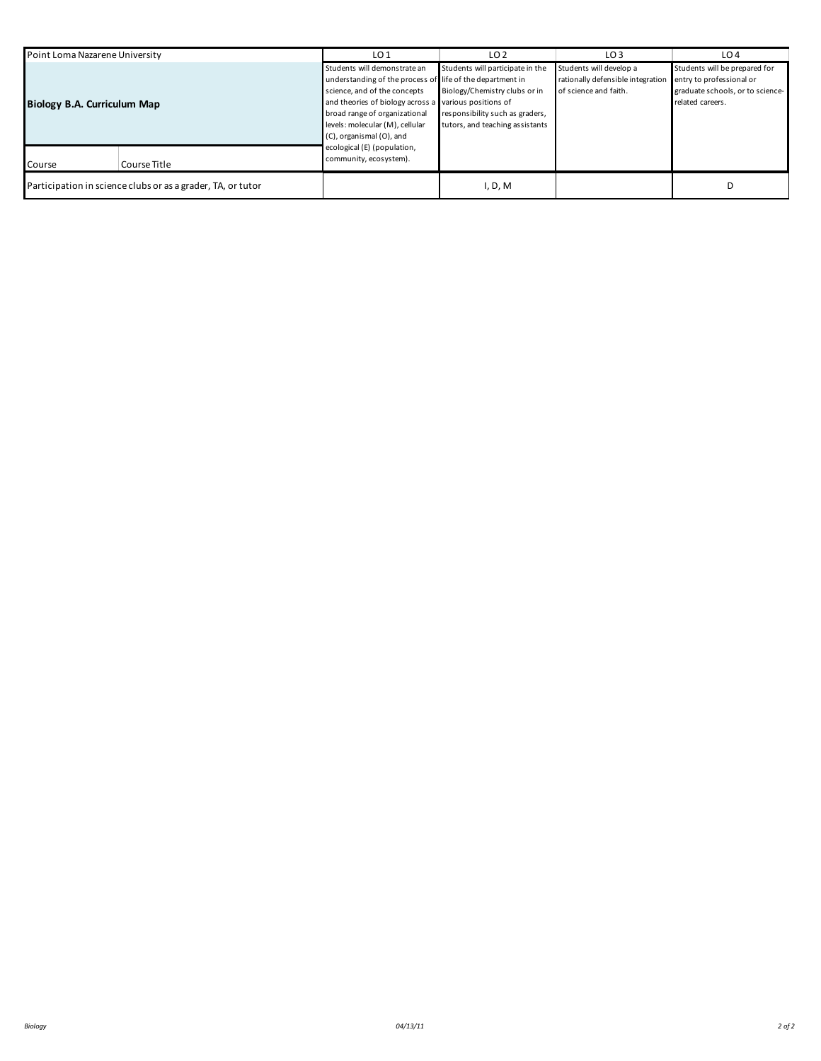| Point Loma Nazarene University | | LO 1 | LO 2 | LO 3 | LO 4 |
|---|---|---|---|---|---|
| **Biology B.A. Curriculum Map** | | Students will demonstrate an understanding of the process of science, and of the concepts and theories of biology across a broad range of organizational levels: molecular (M), cellular (C), organismal (O), and ecological (E) (population, community, ecosystem). | Students will participate in the life of the department in Biology/Chemistry clubs or in various positions of responsibility such as graders, tutors, and teaching assistants | Students will develop a rationally defensible integration of science and faith. | Students will be prepared for entry to professional or graduate schools, or to science-related careers. |
| Course | Course Title | | | | |
| Participation in science clubs or as a grader, TA, or tutor | | | I, D, M | | D |